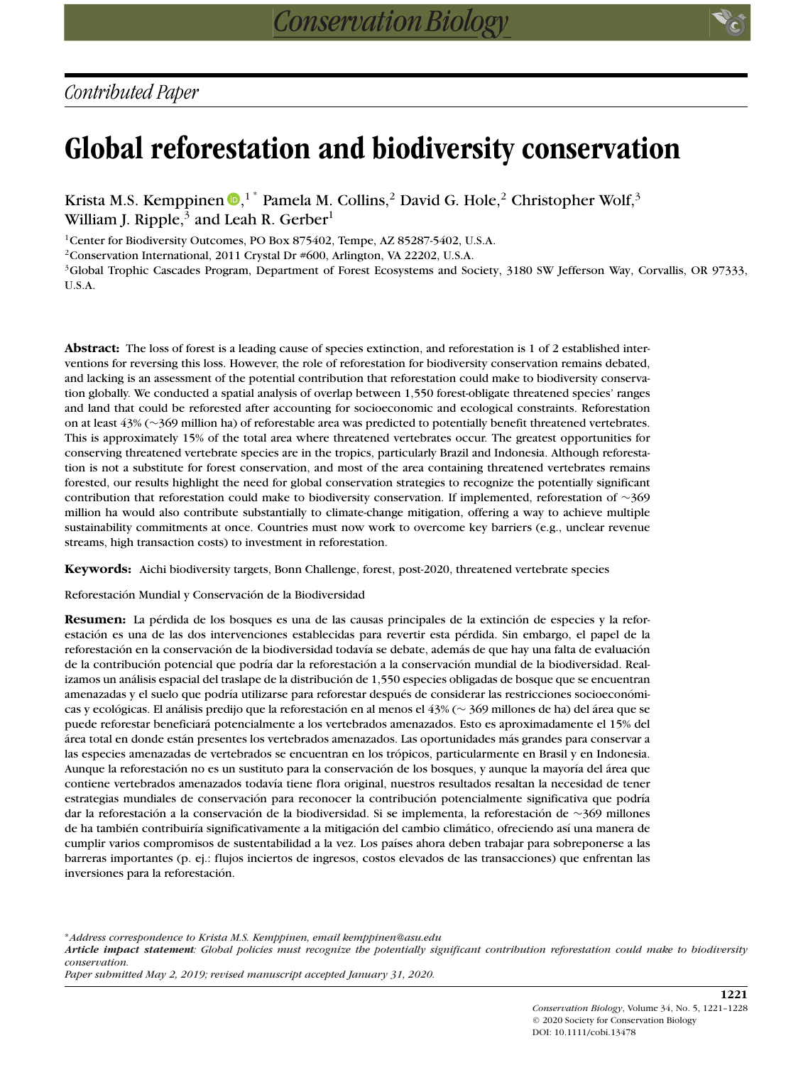*Contributed Paper*

# Global reforestation and biodiversity conservation

Krista M.S. Kemppinen,[1*] Pamela M. Collins,[2] David G. Hole,[2] Christopher Wolf,[3] William J. Ripple,[3] and Leah R. Gerber[1]

[1]Center for Biodiversity Outcomes, PO Box 875402, Tempe, AZ 85287-5402, U.S.A.

[2]Conservation International, 2011 Crystal Dr #600, Arlington, VA 22202, U.S.A.

[3]Global Trophic Cascades Program, Department of Forest Ecosystems and Society, 3180 SW Jefferson Way, Corvallis, OR 97333, U.S.A.

**Abstract:** The loss of forest is a leading cause of species extinction, and reforestation is 1 of 2 established interventions for reversing this loss. However, the role of reforestation for biodiversity conservation remains debated, and lacking is an assessment of the potential contribution that reforestation could make to biodiversity conservation globally. We conducted a spatial analysis of overlap between 1,550 forest-obligate threatened species' ranges and land that could be reforested after accounting for socioeconomic and ecological constraints. Reforestation on at least 43% (~369 million ha) of reforestable area was predicted to potentially benefit threatened vertebrates. This is approximately 15% of the total area where threatened vertebrates occur. The greatest opportunities for conserving threatened vertebrate species are in the tropics, particularly Brazil and Indonesia. Although reforestation is not a substitute for forest conservation, and most of the area containing threatened vertebrates remains forested, our results highlight the need for global conservation strategies to recognize the potentially significant contribution that reforestation could make to biodiversity conservation. If implemented, reforestation of ~369 million ha would also contribute substantially to climate-change mitigation, offering a way to achieve multiple sustainability commitments at once. Countries must now work to overcome key barriers (e.g., unclear revenue streams, high transaction costs) to investment in reforestation.

**Keywords:** Aichi biodiversity targets, Bonn Challenge, forest, post-2020, threatened vertebrate species

Reforestación Mundial y Conservación de la Biodiversidad

**Resumen:** La pérdida de los bosques es una de las causas principales de la extinción de especies y la reforestación es una de las dos intervenciones establecidas para revertir esta pérdida. Sin embargo, el papel de la reforestación en la conservación de la biodiversidad todavía se debate, además de que hay una falta de evaluación de la contribución potencial que podría dar la reforestación a la conservación mundial de la biodiversidad. Realizamos un análisis espacial del traslape de la distribución de 1,550 especies obligadas de bosque que se encuentran amenazadas y el suelo que podría utilizarse para reforestar después de considerar las restricciones socioeconómicas y ecológicas. El análisis predijo que la reforestación en al menos el 43% (~ 369 millones de ha) del área que se puede reforestar beneficiará potencialmente a los vertebrados amenazados. Esto es aproximadamente el 15% del área total en donde están presentes los vertebrados amenazados. Las oportunidades más grandes para conservar a las especies amenazadas de vertebrados se encuentran en los trópicos, particularmente en Brasil y en Indonesia. Aunque la reforestación no es un sustituto para la conservación de los bosques, y aunque la mayoría del área que contiene vertebrados amenazados todavía tiene flora original, nuestros resultados resaltan la necesidad de tener estrategias mundiales de conservación para reconocer la contribución potencialmente significativa que podría dar la reforestación a la conservación de la biodiversidad. Si se implementa, la reforestación de ~369 millones de ha también contribuiría significativamente a la mitigación del cambio climático, ofreciendo así una manera de cumplir varios compromisos de sustentabilidad a la vez. Los países ahora deben trabajar para sobreponerse a las barreras importantes (p. ej.: flujos inciertos de ingresos, costos elevados de las transacciones) que enfrentan las inversiones para la reforestación.

*Address correspondence to Krista M.S. Kemppinen, email kemppinen@asu.edu

***Article impact statement**: Global policies must recognize the potentially significant contribution reforestation could make to biodiversity conservation.*

*Paper submitted May 2, 2019; revised manuscript accepted January 31, 2020.*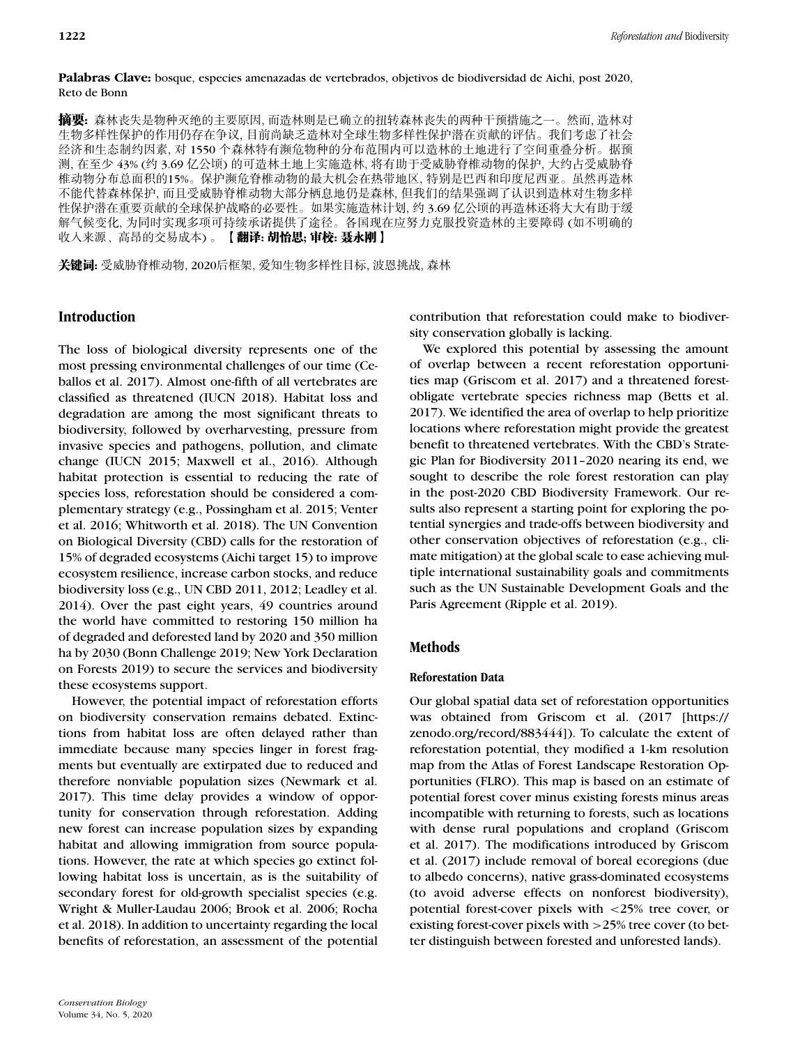**Palabras Clave:** bosque, especies amenazadas de vertebrados, objetivos de biodiversidad de Aichi, post 2020, Reto de Bonn

**摘要:** 森林丧失是物种灭绝的主要原因, 而造林则是已确立的扭转森林丧失的两种干预措施之一。然而, 造林对生物多样性保护的作用仍存在争议, 目前尚缺乏造林对全球生物多样性保护潜在贡献的评估。我们考虑了社会经济和生态制约因素, 对 1550 个森林特有濒危物种的分布范围内可以造林的土地进行了空间重叠分析。据预测, 在至少 43% (约 3.69 亿公顷) 的可造林土地上实施造林, 将有助于受威胁脊椎动物的保护, 大约占受威胁脊椎动物分布总面积的15%。保护濒危脊椎动物的最大机会在热带地区, 特别是巴西和印度尼西亚。虽然再造林不能代替森林保护, 而且受威胁脊椎动物大部分栖息地仍是森林, 但我们的结果强调了认识到造林对生物多样性保护潜在重要贡献的全球保护战略的必要性。如果实施造林计划, 约 3.69 亿公顷的再造林还将大大有助于缓解气候变化, 为同时实现多项可持续承诺提供了途径。各国现在应努力克服投资造林的主要障碍 (如不明确的收入来源、高昂的交易成本) 。【**翻译: 胡怡思; 审校: 聂永刚**】

**关键词:** 受威胁脊椎动物, 2020后框架, 爱知生物多样性目标, 波恩挑战, 森林

## Introduction

The loss of biological diversity represents one of the most pressing environmental challenges of our time (Ceballos et al. 2017). Almost one-fifth of all vertebrates are classified as threatened (IUCN 2018). Habitat loss and degradation are among the most significant threats to biodiversity, followed by overharvesting, pressure from invasive species and pathogens, pollution, and climate change (IUCN 2015; Maxwell et al., 2016). Although habitat protection is essential to reducing the rate of species loss, reforestation should be considered a complementary strategy (e.g., Possingham et al. 2015; Venter et al. 2016; Whitworth et al. 2018). The UN Convention on Biological Diversity (CBD) calls for the restoration of 15% of degraded ecosystems (Aichi target 15) to improve ecosystem resilience, increase carbon stocks, and reduce biodiversity loss (e.g., UN CBD 2011, 2012; Leadley et al. 2014). Over the past eight years, 49 countries around the world have committed to restoring 150 million ha of degraded and deforested land by 2020 and 350 million ha by 2030 (Bonn Challenge 2019; New York Declaration on Forests 2019) to secure the services and biodiversity these ecosystems support.

However, the potential impact of reforestation efforts on biodiversity conservation remains debated. Extinctions from habitat loss are often delayed rather than immediate because many species linger in forest fragments but eventually are extirpated due to reduced and therefore nonviable population sizes (Newmark et al. 2017). This time delay provides a window of opportunity for conservation through reforestation. Adding new forest can increase population sizes by expanding habitat and allowing immigration from source populations. However, the rate at which species go extinct following habitat loss is uncertain, as is the suitability of secondary forest for old-growth specialist species (e.g. Wright & Muller-Laudau 2006; Brook et al. 2006; Rocha et al. 2018). In addition to uncertainty regarding the local benefits of reforestation, an assessment of the potential contribution that reforestation could make to biodiversity conservation globally is lacking.

We explored this potential by assessing the amount of overlap between a recent reforestation opportunities map (Griscom et al. 2017) and a threatened forest-obligate vertebrate species richness map (Betts et al. 2017). We identified the area of overlap to help prioritize locations where reforestation might provide the greatest benefit to threatened vertebrates. With the CBD's Strategic Plan for Biodiversity 2011–2020 nearing its end, we sought to describe the role forest restoration can play in the post-2020 CBD Biodiversity Framework. Our results also represent a starting point for exploring the potential synergies and trade-offs between biodiversity and other conservation objectives of reforestation (e.g., climate mitigation) at the global scale to ease achieving multiple international sustainability goals and commitments such as the UN Sustainable Development Goals and the Paris Agreement (Ripple et al. 2019).

## Methods

### Reforestation Data

Our global spatial data set of reforestation opportunities was obtained from Griscom et al. (2017 [https://zenodo.org/record/883444]). To calculate the extent of reforestation potential, they modified a 1-km resolution map from the Atlas of Forest Landscape Restoration Opportunities (FLRO). This map is based on an estimate of potential forest cover minus existing forests minus areas incompatible with returning to forests, such as locations with dense rural populations and cropland (Griscom et al. 2017). The modifications introduced by Griscom et al. (2017) include removal of boreal ecoregions (due to albedo concerns), native grass-dominated ecosystems (to avoid adverse effects on nonforest biodiversity), potential forest-cover pixels with <25% tree cover, or existing forest-cover pixels with >25% tree cover (to better distinguish between forested and unforested lands).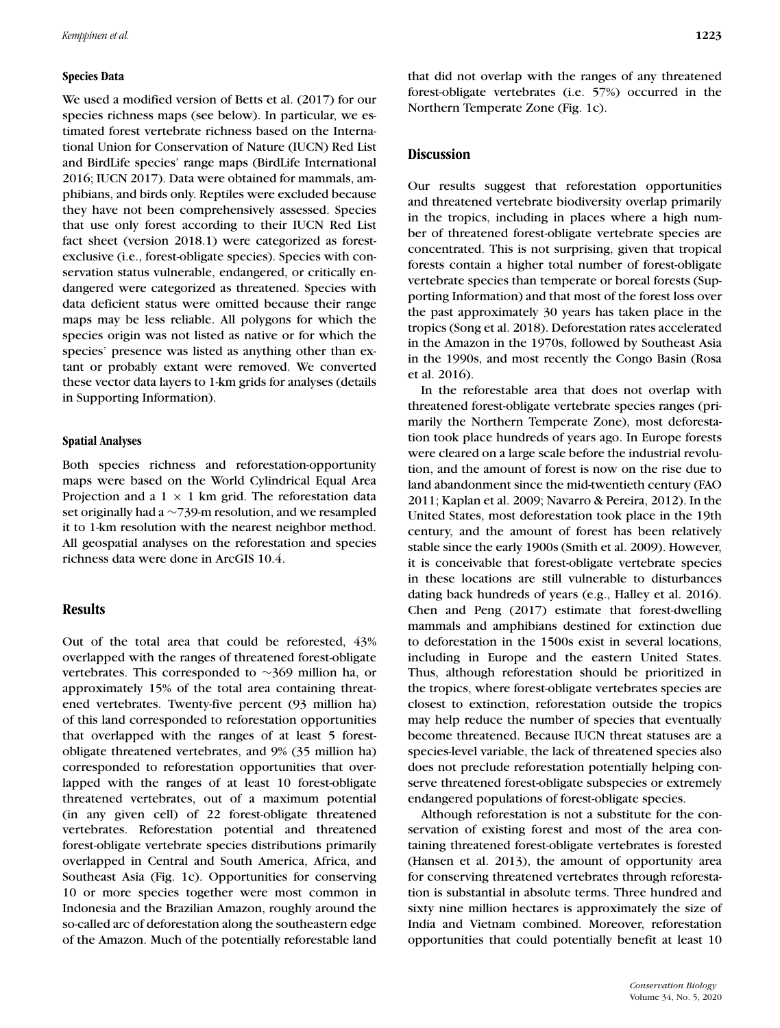### Species Data

We used a modified version of Betts et al. (2017) for our species richness maps (see below). In particular, we estimated forest vertebrate richness based on the International Union for Conservation of Nature (IUCN) Red List and BirdLife species' range maps (BirdLife International 2016; IUCN 2017). Data were obtained for mammals, amphibians, and birds only. Reptiles were excluded because they have not been comprehensively assessed. Species that use only forest according to their IUCN Red List fact sheet (version 2018.1) were categorized as forest-exclusive (i.e., forest-obligate species). Species with conservation status vulnerable, endangered, or critically endangered were categorized as threatened. Species with data deficient status were omitted because their range maps may be less reliable. All polygons for which the species origin was not listed as native or for which the species' presence was listed as anything other than extant or probably extant were removed. We converted these vector data layers to 1-km grids for analyses (details in Supporting Information).

### Spatial Analyses

Both species richness and reforestation-opportunity maps were based on the World Cylindrical Equal Area Projection and a 1 × 1 km grid. The reforestation data set originally had a ~739-m resolution, and we resampled it to 1-km resolution with the nearest neighbor method. All geospatial analyses on the reforestation and species richness data were done in ArcGIS 10.4.

## Results

Out of the total area that could be reforested, 43% overlapped with the ranges of threatened forest-obligate vertebrates. This corresponded to ~369 million ha, or approximately 15% of the total area containing threatened vertebrates. Twenty-five percent (93 million ha) of this land corresponded to reforestation opportunities that overlapped with the ranges of at least 5 forest-obligate threatened vertebrates, and 9% (35 million ha) corresponded to reforestation opportunities that overlapped with the ranges of at least 10 forest-obligate threatened vertebrates, out of a maximum potential (in any given cell) of 22 forest-obligate threatened vertebrates. Reforestation potential and threatened forest-obligate vertebrate species distributions primarily overlapped in Central and South America, Africa, and Southeast Asia (Fig. 1c). Opportunities for conserving 10 or more species together were most common in Indonesia and the Brazilian Amazon, roughly around the so-called arc of deforestation along the southeastern edge of the Amazon. Much of the potentially reforestable land that did not overlap with the ranges of any threatened forest-obligate vertebrates (i.e. 57%) occurred in the Northern Temperate Zone (Fig. 1c).

## Discussion

Our results suggest that reforestation opportunities and threatened vertebrate biodiversity overlap primarily in the tropics, including in places where a high number of threatened forest-obligate vertebrate species are concentrated. This is not surprising, given that tropical forests contain a higher total number of forest-obligate vertebrate species than temperate or boreal forests (Supporting Information) and that most of the forest loss over the past approximately 30 years has taken place in the tropics (Song et al. 2018). Deforestation rates accelerated in the Amazon in the 1970s, followed by Southeast Asia in the 1990s, and most recently the Congo Basin (Rosa et al. 2016).

In the reforestable area that does not overlap with threatened forest-obligate vertebrate species ranges (primarily the Northern Temperate Zone), most deforestation took place hundreds of years ago. In Europe forests were cleared on a large scale before the industrial revolution, and the amount of forest is now on the rise due to land abandonment since the mid-twentieth century (FAO 2011; Kaplan et al. 2009; Navarro & Pereira, 2012). In the United States, most deforestation took place in the 19th century, and the amount of forest has been relatively stable since the early 1900s (Smith et al. 2009). However, it is conceivable that forest-obligate vertebrate species in these locations are still vulnerable to disturbances dating back hundreds of years (e.g., Halley et al. 2016). Chen and Peng (2017) estimate that forest-dwelling mammals and amphibians destined for extinction due to deforestation in the 1500s exist in several locations, including in Europe and the eastern United States. Thus, although reforestation should be prioritized in the tropics, where forest-obligate vertebrates species are closest to extinction, reforestation outside the tropics may help reduce the number of species that eventually become threatened. Because IUCN threat statuses are a species-level variable, the lack of threatened species also does not preclude reforestation potentially helping conserve threatened forest-obligate subspecies or extremely endangered populations of forest-obligate species.

Although reforestation is not a substitute for the conservation of existing forest and most of the area containing threatened forest-obligate vertebrates is forested (Hansen et al. 2013), the amount of opportunity area for conserving threatened vertebrates through reforestation is substantial in absolute terms. Three hundred and sixty nine million hectares is approximately the size of India and Vietnam combined. Moreover, reforestation opportunities that could potentially benefit at least 10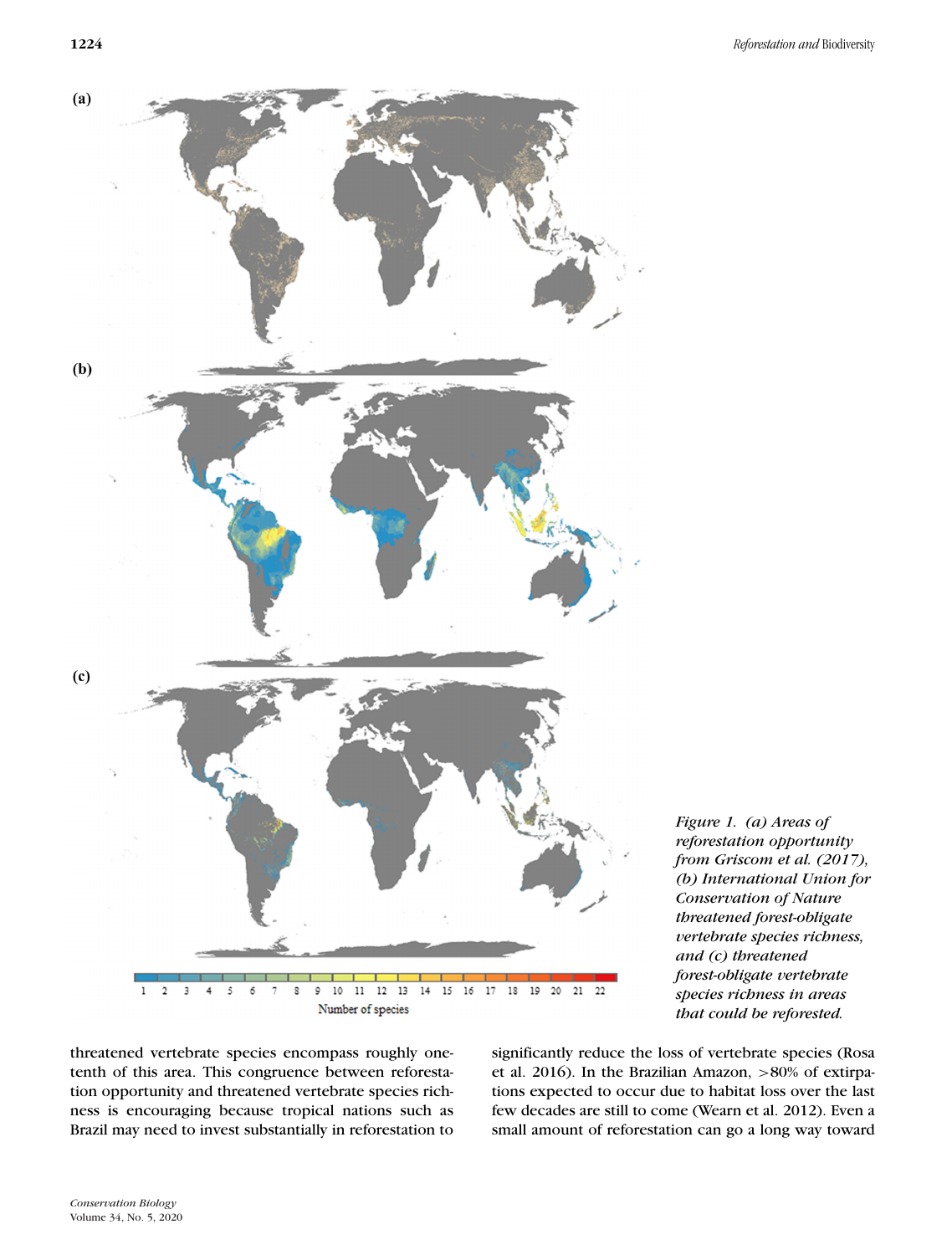*Figure 1. (a) Areas of reforestation opportunity from Griscom et al. (2017), (b) International Union for Conservation of Nature threatened forest-obligate vertebrate species richness, and (c) threatened forest-obligate vertebrate species richness in areas that could be reforested.*

threatened vertebrate species encompass roughly one-tenth of this area. This congruence between reforestation opportunity and threatened vertebrate species richness is encouraging because tropical nations such as Brazil may need to invest substantially in reforestation to significantly reduce the loss of vertebrate species (Rosa et al. 2016). In the Brazilian Amazon, >80% of extirpations expected to occur due to habitat loss over the last few decades are still to come (Wearn et al. 2012). Even a small amount of reforestation can go a long way toward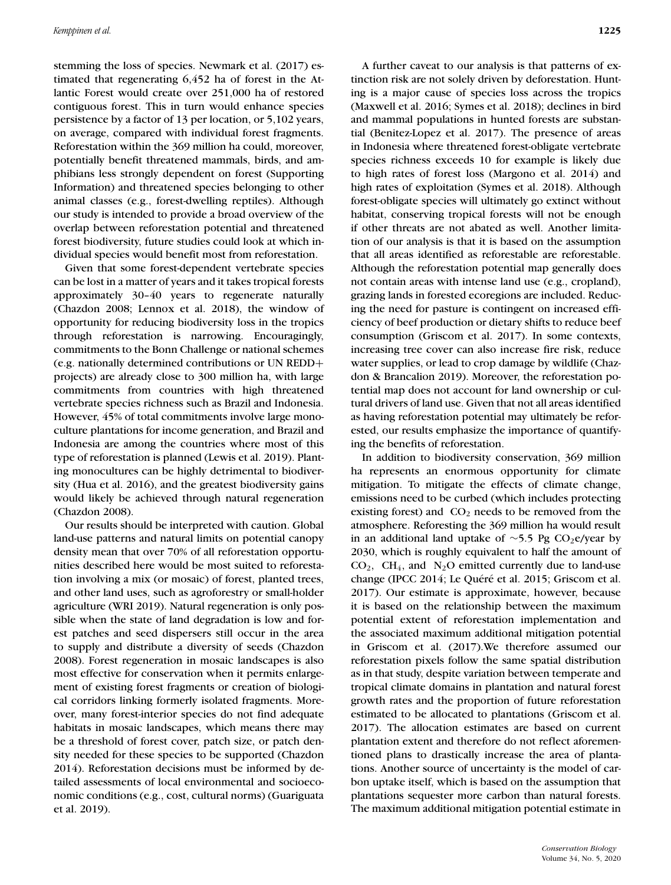stemming the loss of species. Newmark et al. (2017) estimated that regenerating 6,452 ha of forest in the Atlantic Forest would create over 251,000 ha of restored contiguous forest. This in turn would enhance species persistence by a factor of 13 per location, or 5,102 years, on average, compared with individual forest fragments. Reforestation within the 369 million ha could, moreover, potentially benefit threatened mammals, birds, and amphibians less strongly dependent on forest (Supporting Information) and threatened species belonging to other animal classes (e.g., forest-dwelling reptiles). Although our study is intended to provide a broad overview of the overlap between reforestation potential and threatened forest biodiversity, future studies could look at which individual species would benefit most from reforestation.

Given that some forest-dependent vertebrate species can be lost in a matter of years and it takes tropical forests approximately 30–40 years to regenerate naturally (Chazdon 2008; Lennox et al. 2018), the window of opportunity for reducing biodiversity loss in the tropics through reforestation is narrowing. Encouragingly, commitments to the Bonn Challenge or national schemes (e.g. nationally determined contributions or UN REDD+ projects) are already close to 300 million ha, with large commitments from countries with high threatened vertebrate species richness such as Brazil and Indonesia. However, 45% of total commitments involve large monoculture plantations for income generation, and Brazil and Indonesia are among the countries where most of this type of reforestation is planned (Lewis et al. 2019). Planting monocultures can be highly detrimental to biodiversity (Hua et al. 2016), and the greatest biodiversity gains would likely be achieved through natural regeneration (Chazdon 2008).

Our results should be interpreted with caution. Global land-use patterns and natural limits on potential canopy density mean that over 70% of all reforestation opportunities described here would be most suited to reforestation involving a mix (or mosaic) of forest, planted trees, and other land uses, such as agroforestry or small-holder agriculture (WRI 2019). Natural regeneration is only possible when the state of land degradation is low and forest patches and seed dispersers still occur in the area to supply and distribute a diversity of seeds (Chazdon 2008). Forest regeneration in mosaic landscapes is also most effective for conservation when it permits enlargement of existing forest fragments or creation of biological corridors linking formerly isolated fragments. Moreover, many forest-interior species do not find adequate habitats in mosaic landscapes, which means there may be a threshold of forest cover, patch size, or patch density needed for these species to be supported (Chazdon 2014). Reforestation decisions must be informed by detailed assessments of local environmental and socioeconomic conditions (e.g., cost, cultural norms) (Guariguata et al. 2019).

A further caveat to our analysis is that patterns of extinction risk are not solely driven by deforestation. Hunting is a major cause of species loss across the tropics (Maxwell et al. 2016; Symes et al. 2018); declines in bird and mammal populations in hunted forests are substantial (Benitez-Lopez et al. 2017). The presence of areas in Indonesia where threatened forest-obligate vertebrate species richness exceeds 10 for example is likely due to high rates of forest loss (Margono et al. 2014) and high rates of exploitation (Symes et al. 2018). Although forest-obligate species will ultimately go extinct without habitat, conserving tropical forests will not be enough if other threats are not abated as well. Another limitation of our analysis is that it is based on the assumption that all areas identified as reforestable are reforestable. Although the reforestation potential map generally does not contain areas with intense land use (e.g., cropland), grazing lands in forested ecoregions are included. Reducing the need for pasture is contingent on increased efficiency of beef production or dietary shifts to reduce beef consumption (Griscom et al. 2017). In some contexts, increasing tree cover can also increase fire risk, reduce water supplies, or lead to crop damage by wildlife (Chazdon & Brancalion 2019). Moreover, the reforestation potential map does not account for land ownership or cultural drivers of land use. Given that not all areas identified as having reforestation potential may ultimately be reforested, our results emphasize the importance of quantifying the benefits of reforestation.

In addition to biodiversity conservation, 369 million ha represents an enormous opportunity for climate mitigation. To mitigate the effects of climate change, emissions need to be curbed (which includes protecting existing forest) and $CO_2$ needs to be removed from the atmosphere. Reforesting the 369 million ha would result in an additional land uptake of ~5.5 Pg $CO_2$e/year by 2030, which is roughly equivalent to half the amount of $CO_2$, $CH_4$, and $N_2O$ emitted currently due to land-use change (IPCC 2014; Le Quéré et al. 2015; Griscom et al. 2017). Our estimate is approximate, however, because it is based on the relationship between the maximum potential extent of reforestation implementation and the associated maximum additional mitigation potential in Griscom et al. (2017).We therefore assumed our reforestation pixels follow the same spatial distribution as in that study, despite variation between temperate and tropical climate domains in plantation and natural forest growth rates and the proportion of future reforestation estimated to be allocated to plantations (Griscom et al. 2017). The allocation estimates are based on current plantation extent and therefore do not reflect aforementioned plans to drastically increase the area of plantations. Another source of uncertainty is the model of carbon uptake itself, which is based on the assumption that plantations sequester more carbon than natural forests. The maximum additional mitigation potential estimate in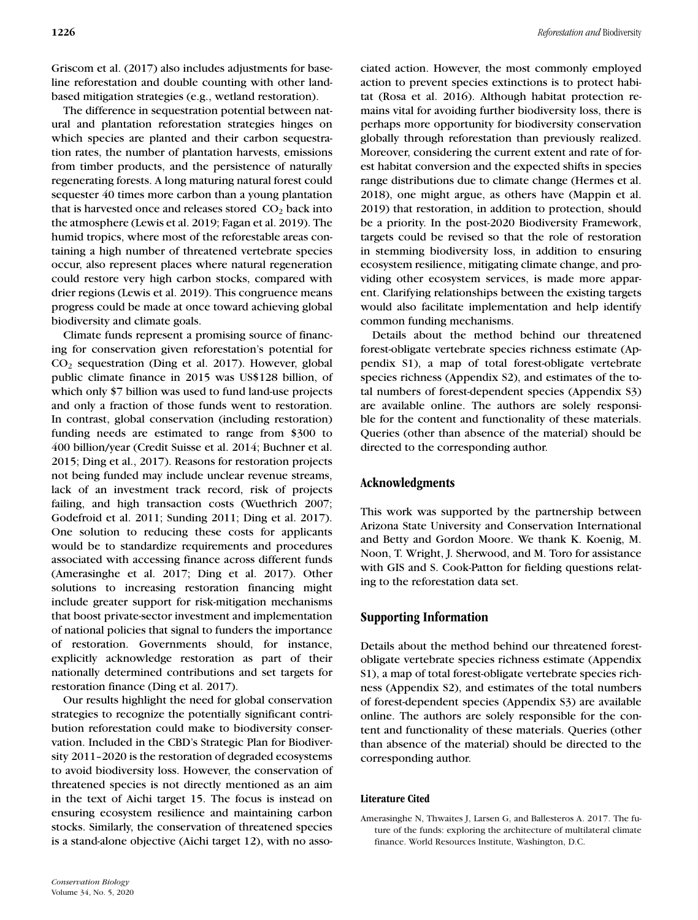Griscom et al. (2017) also includes adjustments for baseline reforestation and double counting with other land-based mitigation strategies (e.g., wetland restoration).

The difference in sequestration potential between natural and plantation reforestation strategies hinges on which species are planted and their carbon sequestration rates, the number of plantation harvests, emissions from timber products, and the persistence of naturally regenerating forests. A long maturing natural forest could sequester 40 times more carbon than a young plantation that is harvested once and releases stored $CO_2$ back into the atmosphere (Lewis et al. 2019; Fagan et al. 2019). The humid tropics, where most of the reforestable areas containing a high number of threatened vertebrate species occur, also represent places where natural regeneration could restore very high carbon stocks, compared with drier regions (Lewis et al. 2019). This congruence means progress could be made at once toward achieving global biodiversity and climate goals.

Climate funds represent a promising source of financing for conservation given reforestation's potential for $CO_2$ sequestration (Ding et al. 2017). However, global public climate finance in 2015 was US$128 billion, of which only $7 billion was used to fund land-use projects and only a fraction of those funds went to restoration. In contrast, global conservation (including restoration) funding needs are estimated to range from $300 to 400 billion/year (Credit Suisse et al. 2014; Buchner et al. 2015; Ding et al., 2017). Reasons for restoration projects not being funded may include unclear revenue streams, lack of an investment track record, risk of projects failing, and high transaction costs (Wuethrich 2007; Godefroid et al. 2011; Sunding 2011; Ding et al. 2017). One solution to reducing these costs for applicants would be to standardize requirements and procedures associated with accessing finance across different funds (Amerasinghe et al. 2017; Ding et al. 2017). Other solutions to increasing restoration financing might include greater support for risk-mitigation mechanisms that boost private-sector investment and implementation of national policies that signal to funders the importance of restoration. Governments should, for instance, explicitly acknowledge restoration as part of their nationally determined contributions and set targets for restoration finance (Ding et al. 2017).

Our results highlight the need for global conservation strategies to recognize the potentially significant contribution reforestation could make to biodiversity conservation. Included in the CBD's Strategic Plan for Biodiversity 2011–2020 is the restoration of degraded ecosystems to avoid biodiversity loss. However, the conservation of threatened species is not directly mentioned as an aim in the text of Aichi target 15. The focus is instead on ensuring ecosystem resilience and maintaining carbon stocks. Similarly, the conservation of threatened species is a stand-alone objective (Aichi target 12), with no associated action. However, the most commonly employed action to prevent species extinctions is to protect habitat (Rosa et al. 2016). Although habitat protection remains vital for avoiding further biodiversity loss, there is perhaps more opportunity for biodiversity conservation globally through reforestation than previously realized. Moreover, considering the current extent and rate of forest habitat conversion and the expected shifts in species range distributions due to climate change (Hermes et al. 2018), one might argue, as others have (Mappin et al. 2019) that restoration, in addition to protection, should be a priority. In the post-2020 Biodiversity Framework, targets could be revised so that the role of restoration in stemming biodiversity loss, in addition to ensuring ecosystem resilience, mitigating climate change, and providing other ecosystem services, is made more apparent. Clarifying relationships between the existing targets would also facilitate implementation and help identify common funding mechanisms.

Details about the method behind our threatened forest-obligate vertebrate species richness estimate (Appendix S1), a map of total forest-obligate vertebrate species richness (Appendix S2), and estimates of the total numbers of forest-dependent species (Appendix S3) are available online. The authors are solely responsible for the content and functionality of these materials. Queries (other than absence of the material) should be directed to the corresponding author.

## Acknowledgments

This work was supported by the partnership between Arizona State University and Conservation International and Betty and Gordon Moore. We thank K. Koenig, M. Noon, T. Wright, J. Sherwood, and M. Toro for assistance with GIS and S. Cook-Patton for fielding questions relating to the reforestation data set.

## Supporting Information

Details about the method behind our threatened forest-obligate vertebrate species richness estimate (Appendix S1), a map of total forest-obligate vertebrate species richness (Appendix S2), and estimates of the total numbers of forest-dependent species (Appendix S3) are available online. The authors are solely responsible for the content and functionality of these materials. Queries (other than absence of the material) should be directed to the corresponding author.

### Literature Cited

Amerasinghe N, Thwaites J, Larsen G, and Ballesteros A. 2017. The future of the funds: exploring the architecture of multilateral climate finance. World Resources Institute, Washington, D.C.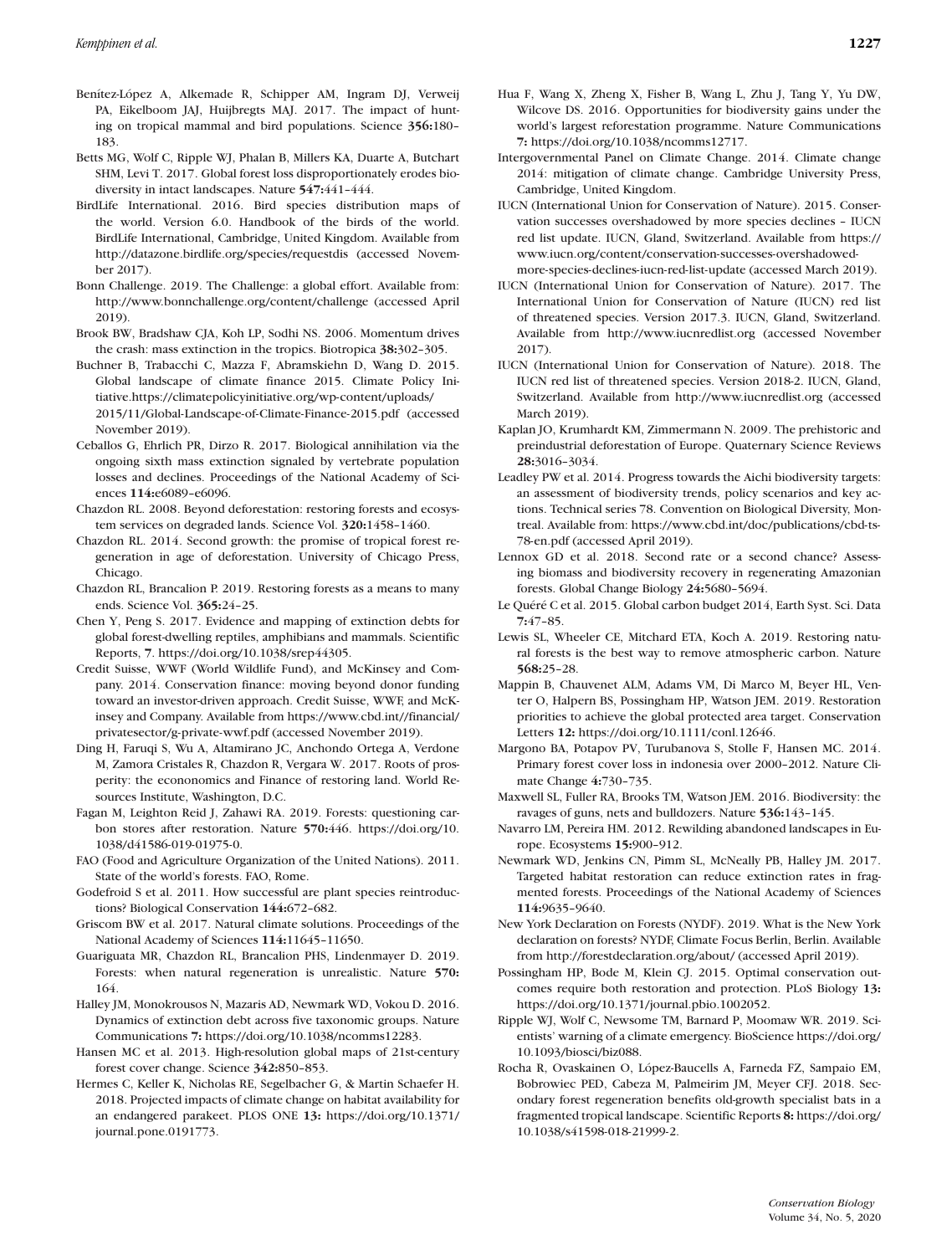Benítez-López A, Alkemade R, Schipper AM, Ingram DJ, Verweij PA, Eikelboom JAJ, Huijbregts MAJ. 2017. The impact of hunting on tropical mammal and bird populations. Science **356:**180–183.

Betts MG, Wolf C, Ripple WJ, Phalan B, Millers KA, Duarte A, Butchart SHM, Levi T. 2017. Global forest loss disproportionately erodes biodiversity in intact landscapes. Nature **547:**441–444.

BirdLife International. 2016. Bird species distribution maps of the world. Version 6.0. Handbook of the birds of the world. BirdLife International, Cambridge, United Kingdom. Available from http://datazone.birdlife.org/species/requestdis (accessed November 2017).

Bonn Challenge. 2019. The Challenge: a global effort. Available from: http://www.bonnchallenge.org/content/challenge (accessed April 2019).

Brook BW, Bradshaw CJA, Koh LP, Sodhi NS. 2006. Momentum drives the crash: mass extinction in the tropics. Biotropica **38:**302–305.

Buchner B, Trabacchi C, Mazza F, Abramskiehn D, Wang D. 2015. Global landscape of climate finance 2015. Climate Policy Initiative.https://climatepolicyinitiative.org/wp-content/uploads/2015/11/Global-Landscape-of-Climate-Finance-2015.pdf (accessed November 2019).

Ceballos G, Ehrlich PR, Dirzo R. 2017. Biological annihilation via the ongoing sixth mass extinction signaled by vertebrate population losses and declines. Proceedings of the National Academy of Sciences **114:**e6089–e6096.

Chazdon RL. 2008. Beyond deforestation: restoring forests and ecosystem services on degraded lands. Science Vol. **320:**1458–1460.

Chazdon RL. 2014. Second growth: the promise of tropical forest regeneration in age of deforestation. University of Chicago Press, Chicago.

Chazdon RL, Brancalion P. 2019. Restoring forests as a means to many ends. Science Vol. **365:**24–25.

Chen Y, Peng S. 2017. Evidence and mapping of extinction debts for global forest-dwelling reptiles, amphibians and mammals. Scientific Reports, **7**. https://doi.org/10.1038/srep44305.

Credit Suisse, WWF (World Wildlife Fund), and McKinsey and Company. 2014. Conservation finance: moving beyond donor funding toward an investor-driven approach. Credit Suisse, WWF, and McKinsey and Company. Available from https://www.cbd.int//financial/privatesector/g-private-wwf.pdf (accessed November 2019).

Ding H, Faruqi S, Wu A, Altamirano JC, Anchondo Ortega A, Verdone M, Zamora Cristales R, Chazdon R, Vergara W. 2017. Roots of prosperity: the econonomics and Finance of restoring land. World Resources Institute, Washington, D.C.

Fagan M, Leighton Reid J, Zahawi RA. 2019. Forests: questioning carbon stores after restoration. Nature **570:**446. https://doi.org/10.1038/d41586-019-01975-0.

FAO (Food and Agriculture Organization of the United Nations). 2011. State of the world's forests. FAO, Rome.

Godefroid S et al. 2011. How successful are plant species reintroductions? Biological Conservation **144:**672–682.

Griscom BW et al. 2017. Natural climate solutions. Proceedings of the National Academy of Sciences **114:**11645–11650.

Guariguata MR, Chazdon RL, Brancalion PHS, Lindenmayer D. 2019. Forests: when natural regeneration is unrealistic. Nature **570:** 164.

Halley JM, Monokrousos N, Mazaris AD, Newmark WD, Vokou D. 2016. Dynamics of extinction debt across five taxonomic groups. Nature Communications **7:** https://doi.org/10.1038/ncomms12283.

Hansen MC et al. 2013. High-resolution global maps of 21st-century forest cover change. Science **342:**850–853.

Hermes C, Keller K, Nicholas RE, Segelbacher G, & Martin Schaefer H. 2018. Projected impacts of climate change on habitat availability for an endangered parakeet. PLOS ONE **13:** https://doi.org/10.1371/journal.pone.0191773.

Hua F, Wang X, Zheng X, Fisher B, Wang L, Zhu J, Tang Y, Yu DW, Wilcove DS. 2016. Opportunities for biodiversity gains under the world's largest reforestation programme. Nature Communications **7:** https://doi.org/10.1038/ncomms12717.

Intergovernmental Panel on Climate Change. 2014. Climate change 2014: mitigation of climate change. Cambridge University Press, Cambridge, United Kingdom.

IUCN (International Union for Conservation of Nature). 2015. Conservation successes overshadowed by more species declines – IUCN red list update. IUCN, Gland, Switzerland. Available from https://www.iucn.org/content/conservation-successes-overshadowed-more-species-declines-iucn-red-list-update (accessed March 2019).

IUCN (International Union for Conservation of Nature). 2017. The International Union for Conservation of Nature (IUCN) red list of threatened species. Version 2017.3. IUCN, Gland, Switzerland. Available from http://www.iucnredlist.org (accessed November 2017).

IUCN (International Union for Conservation of Nature). 2018. The IUCN red list of threatened species. Version 2018-2. IUCN, Gland, Switzerland. Available from http://www.iucnredlist.org (accessed March 2019).

Kaplan JO, Krumhardt KM, Zimmermann N. 2009. The prehistoric and preindustrial deforestation of Europe. Quaternary Science Reviews **28:**3016–3034.

Leadley PW et al. 2014. Progress towards the Aichi biodiversity targets: an assessment of biodiversity trends, policy scenarios and key actions. Technical series 78. Convention on Biological Diversity, Montreal. Available from: https://www.cbd.int/doc/publications/cbd-ts-78-en.pdf (accessed April 2019).

Lennox GD et al. 2018. Second rate or a second chance? Assessing biomass and biodiversity recovery in regenerating Amazonian forests. Global Change Biology **24:**5680–5694.

Le Quéré C et al. 2015. Global carbon budget 2014, Earth Syst. Sci. Data **7:**47–85.

Lewis SL, Wheeler CE, Mitchard ETA, Koch A. 2019. Restoring natural forests is the best way to remove atmospheric carbon. Nature **568:**25–28.

Mappin B, Chauvenet ALM, Adams VM, Di Marco M, Beyer HL, Venter O, Halpern BS, Possingham HP, Watson JEM. 2019. Restoration priorities to achieve the global protected area target. Conservation Letters **12:** https://doi.org/10.1111/conl.12646.

Margono BA, Potapov PV, Turubanova S, Stolle F, Hansen MC. 2014. Primary forest cover loss in indonesia over 2000–2012. Nature Climate Change **4:**730–735.

Maxwell SL, Fuller RA, Brooks TM, Watson JEM. 2016. Biodiversity: the ravages of guns, nets and bulldozers. Nature **536:**143–145.

Navarro LM, Pereira HM. 2012. Rewilding abandoned landscapes in Europe. Ecosystems **15:**900–912.

Newmark WD, Jenkins CN, Pimm SL, McNeally PB, Halley JM. 2017. Targeted habitat restoration can reduce extinction rates in fragmented forests. Proceedings of the National Academy of Sciences **114:**9635–9640.

New York Declaration on Forests (NYDF). 2019. What is the New York declaration on forests? NYDF, Climate Focus Berlin, Berlin. Available from http://forestdeclaration.org/about/ (accessed April 2019).

Possingham HP, Bode M, Klein CJ. 2015. Optimal conservation outcomes require both restoration and protection. PLoS Biology **13:** https://doi.org/10.1371/journal.pbio.1002052.

Ripple WJ, Wolf C, Newsome TM, Barnard P, Moomaw WR. 2019. Scientists' warning of a climate emergency. BioScience https://doi.org/10.1093/biosci/biz088.

Rocha R, Ovaskainen O, López-Baucells A, Farneda FZ, Sampaio EM, Bobrowiec PED, Cabeza M, Palmeirim JM, Meyer CFJ. 2018. Secondary forest regeneration benefits old-growth specialist bats in a fragmented tropical landscape. Scientific Reports **8:** https://doi.org/10.1038/s41598-018-21999-2.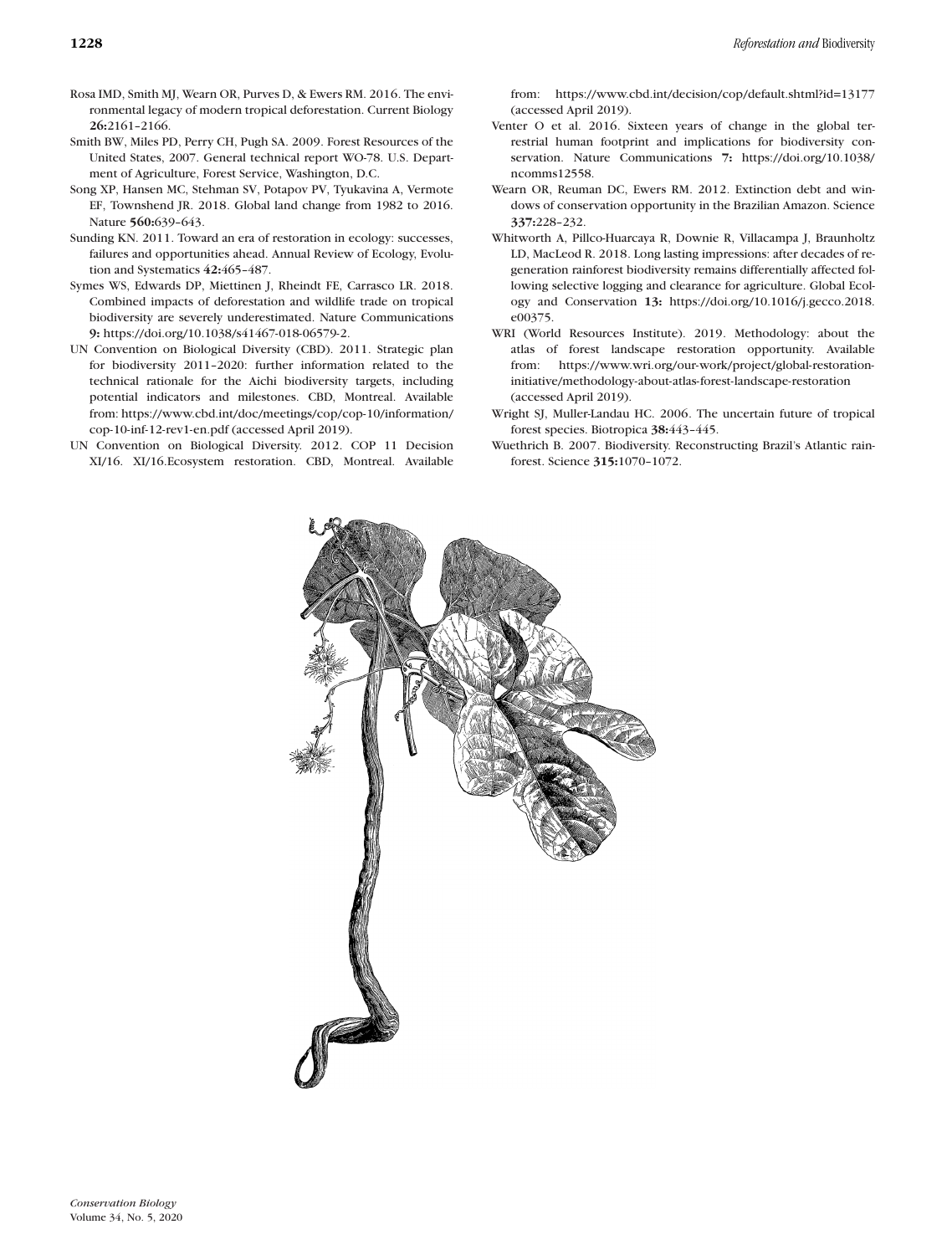Rosa IMD, Smith MJ, Wearn OR, Purves D, & Ewers RM. 2016. The environmental legacy of modern tropical deforestation. Current Biology **26:**2161–2166.

Smith BW, Miles PD, Perry CH, Pugh SA. 2009. Forest Resources of the United States, 2007. General technical report WO-78. U.S. Department of Agriculture, Forest Service, Washington, D.C.

Song XP, Hansen MC, Stehman SV, Potapov PV, Tyukavina A, Vermote EF, Townshend JR. 2018. Global land change from 1982 to 2016. Nature **560:**639–643.

Sunding KN. 2011. Toward an era of restoration in ecology: successes, failures and opportunities ahead. Annual Review of Ecology, Evolution and Systematics **42:**465–487.

Symes WS, Edwards DP, Miettinen J, Rheindt FE, Carrasco LR. 2018. Combined impacts of deforestation and wildlife trade on tropical biodiversity are severely underestimated. Nature Communications **9:** https://doi.org/10.1038/s41467-018-06579-2.

UN Convention on Biological Diversity (CBD). 2011. Strategic plan for biodiversity 2011–2020: further information related to the technical rationale for the Aichi biodiversity targets, including potential indicators and milestones. CBD, Montreal. Available from: https://www.cbd.int/doc/meetings/cop/cop-10/information/cop-10-inf-12-rev1-en.pdf (accessed April 2019).

UN Convention on Biological Diversity. 2012. COP 11 Decision XI/16. XI/16.Ecosystem restoration. CBD, Montreal. Available from: https://www.cbd.int/decision/cop/default.shtml?id=13177 (accessed April 2019).

Venter O et al. 2016. Sixteen years of change in the global terrestrial human footprint and implications for biodiversity conservation. Nature Communications **7:** https://doi.org/10.1038/ncomms12558.

Wearn OR, Reuman DC, Ewers RM. 2012. Extinction debt and windows of conservation opportunity in the Brazilian Amazon. Science **337:**228–232.

Whitworth A, Pillco-Huarcaya R, Downie R, Villacampa J, Braunholtz LD, MacLeod R. 2018. Long lasting impressions: after decades of regeneration rainforest biodiversity remains differentially affected following selective logging and clearance for agriculture. Global Ecology and Conservation **13:** https://doi.org/10.1016/j.gecco.2018.e00375.

WRI (World Resources Institute). 2019. Methodology: about the atlas of forest landscape restoration opportunity. Available from: https://www.wri.org/our-work/project/global-restoration-initiative/methodology-about-atlas-forest-landscape-restoration (accessed April 2019).

Wright SJ, Muller-Landau HC. 2006. The uncertain future of tropical forest species. Biotropica **38:**443–445.

Wuethrich B. 2007. Biodiversity. Reconstructing Brazil's Atlantic rainforest. Science **315:**1070–1072.